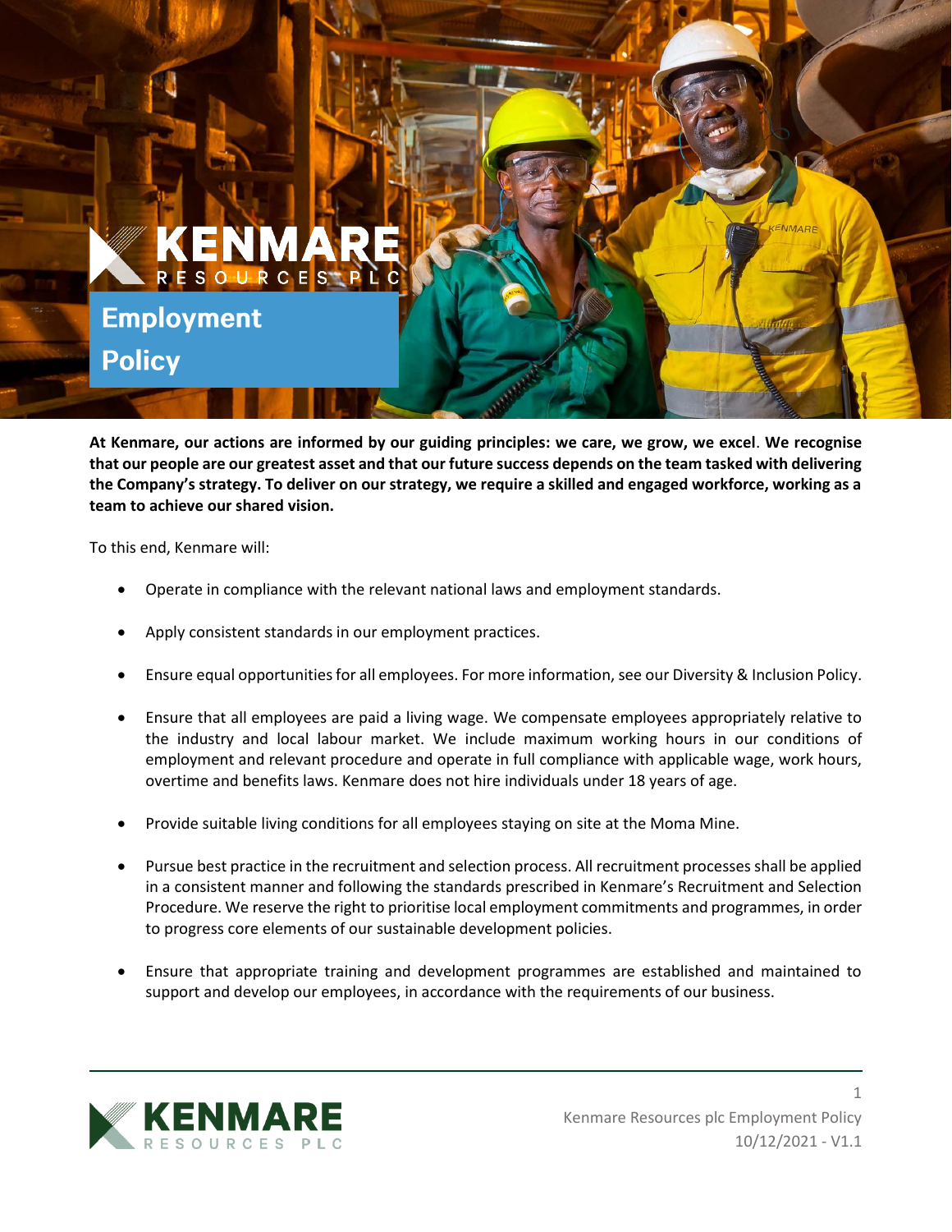# Employment Policy

**At Kenmare, our actions are informed by our guiding principles: we care, we grow, we excel. We recognise that our people are our greatest asset and that our future success depends on the team tasked with delivering the Company's strategy. To deliver on our strategy, we require a skilled and engaged workforce, working as a team to achieve our shared vision.**

To this end, Kenmare will:

- Operate in compliance with the relevant national laws and employment standards.
- Apply consistent standards in our employment practices.
- Ensure equal opportunities for all employees. For more information, see our Diversity & Inclusion Policy.
- Ensure that all employees are paid a living wage. We compensate employees appropriately relative to the industry and local labour market. We include maximum working hours in our conditions of employment and relevant procedure and operate in full compliance with applicable wage, work hours, overtime and benefits laws. Kenmare does not hire individuals under 18 years of age.
- Provide suitable living conditions for all employees staying on site at the Moma Mine.
- Pursue best practice in the recruitment and selection process. All recruitment processes shall be applied in a consistent manner and following the standards prescribed in Kenmare's Recruitment and Selection Procedure. We reserve the right to prioritise local employment commitments and programmes, in order to progress core elements of our sustainable development policies.
- Ensure that appropriate training and development programmes are established and maintained to support and develop our employees, in accordance with the requirements of our business.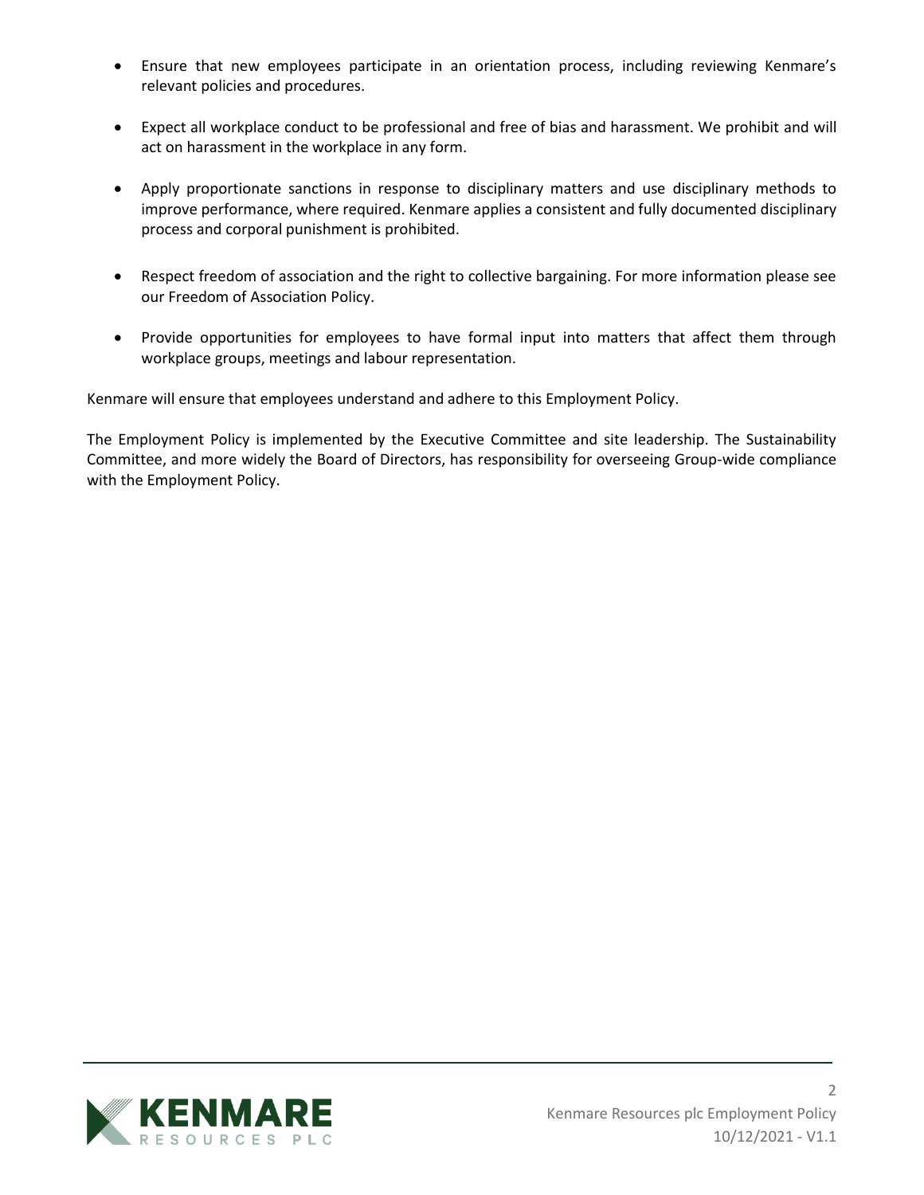- Ensure that new employees participate in an orientation process, including reviewing Kenmare's relevant policies and procedures.

- Expect all workplace conduct to be professional and free of bias and harassment. We prohibit and will act on harassment in the workplace in any form.

- Apply proportionate sanctions in response to disciplinary matters and use disciplinary methods to improve performance, where required. Kenmare applies a consistent and fully documented disciplinary process and corporal punishment is prohibited.

- Respect freedom of association and the right to collective bargaining. For more information please see our Freedom of Association Policy.

- Provide opportunities for employees to have formal input into matters that affect them through workplace groups, meetings and labour representation.

Kenmare will ensure that employees understand and adhere to this Employment Policy.

The Employment Policy is implemented by the Executive Committee and site leadership. The Sustainability Committee, and more widely the Board of Directors, has responsibility for overseeing Group-wide compliance with the Employment Policy.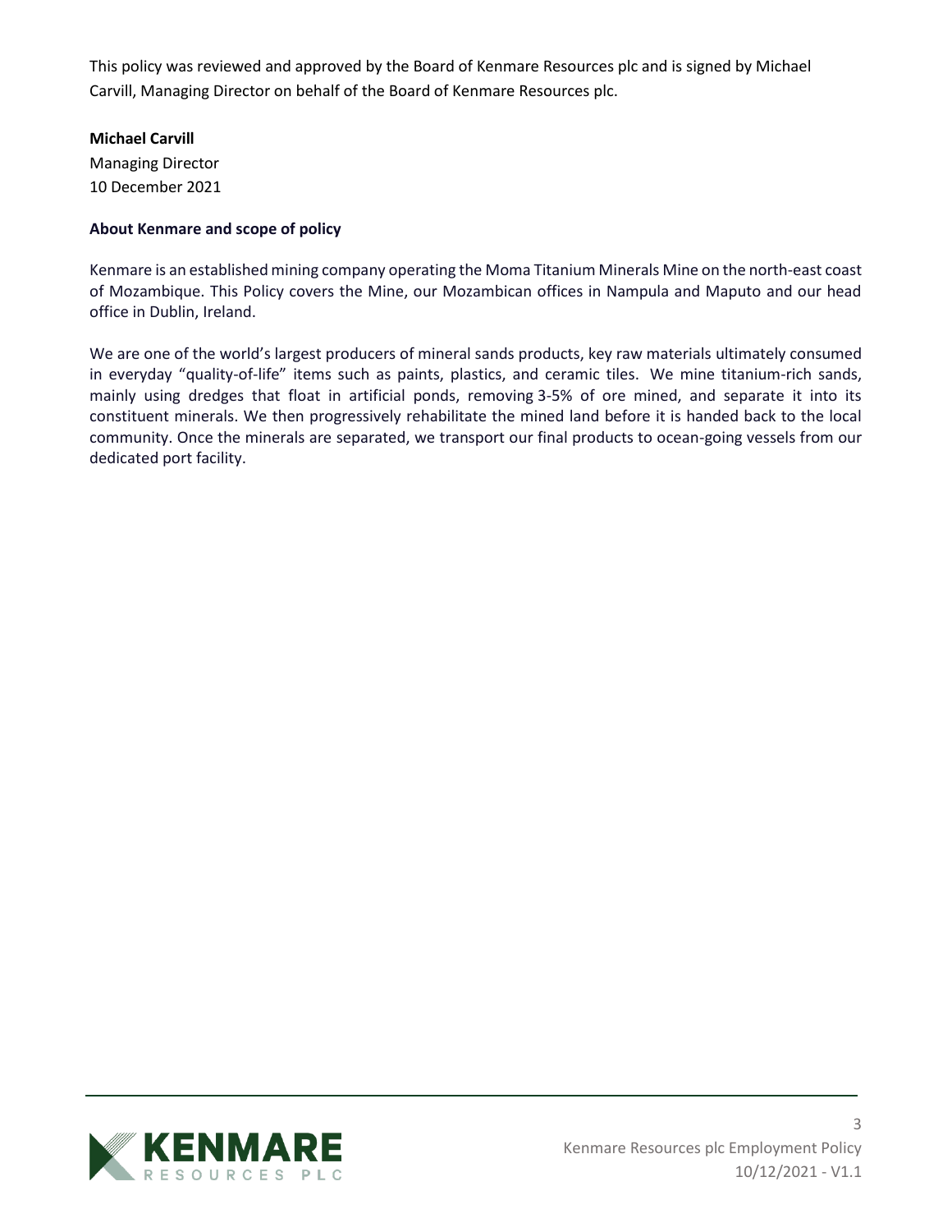This policy was reviewed and approved by the Board of Kenmare Resources plc and is signed by Michael Carvill, Managing Director on behalf of the Board of Kenmare Resources plc.

**Michael Carvill**
Managing Director
10 December 2021

**About Kenmare and scope of policy**

Kenmare is an established mining company operating the Moma Titanium Minerals Mine on the north-east coast of Mozambique. This Policy covers the Mine, our Mozambican offices in Nampula and Maputo and our head office in Dublin, Ireland.

We are one of the world's largest producers of mineral sands products, key raw materials ultimately consumed in everyday "quality-of-life" items such as paints, plastics, and ceramic tiles. We mine titanium-rich sands, mainly using dredges that float in artificial ponds, removing 3-5% of ore mined, and separate it into its constituent minerals. We then progressively rehabilitate the mined land before it is handed back to the local community. Once the minerals are separated, we transport our final products to ocean-going vessels from our dedicated port facility.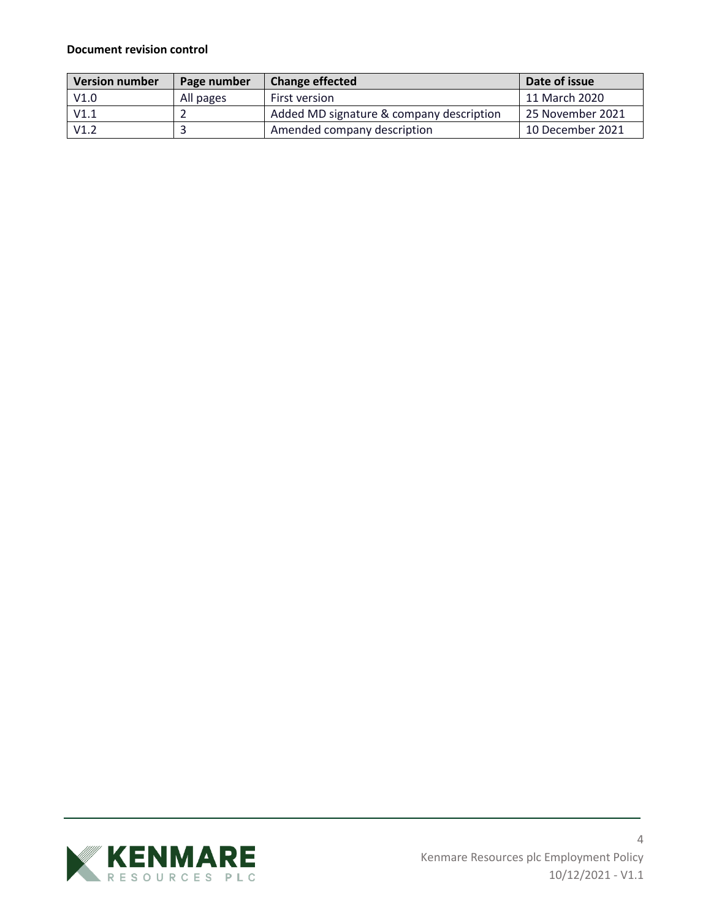**Document revision control**

| Version number | Page number | Change effected | Date of issue |
|---|---|---|---|
| V1.0 | All pages | First version | 11 March 2020 |
| V1.1 | 2 | Added MD signature & company description | 25 November 2021 |
| V1.2 | 3 | Amended company description | 10 December 2021 |